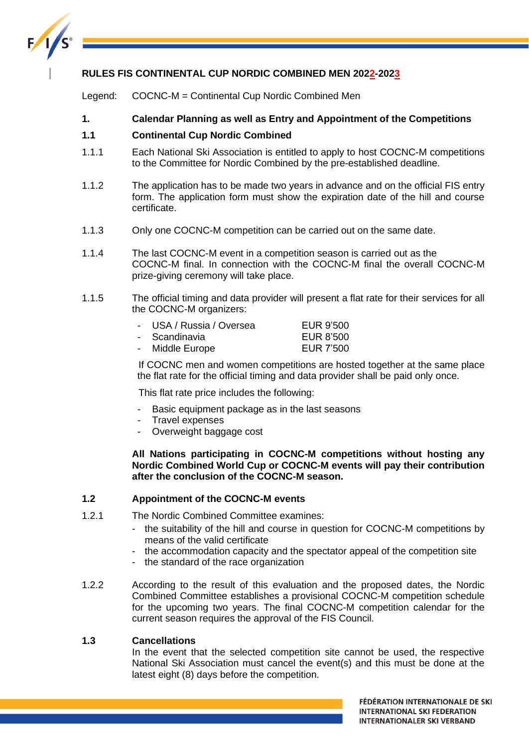# RULES FIS CONTINENTAL CUP NORDIC COMBINED MEN 2022-2023

Legend: COCNC-M = Continental Cup Nordic Combined Men

## 1. Calendar Planning as well as Entry and Appointment of the Competitions

### 1.1 Continental Cup Nordic Combined

1.1.1 Each National Ski Association is entitled to apply to host COCNC-M competitions to the Committee for Nordic Combined by the pre-established deadline.

1.1.2 The application has to be made two years in advance and on the official FIS entry form. The application form must show the expiration date of the hill and course certificate.

1.1.3 Only one COCNC-M competition can be carried out on the same date.

1.1.4 The last COCNC-M event in a competition season is carried out as the COCNC-M final. In connection with the COCNC-M final the overall COCNC-M prize-giving ceremony will take place.

1.1.5 The official timing and data provider will present a flat rate for their services for all the COCNC-M organizers:

- USA / Russia / Oversea EUR 9'500
- Scandinavia EUR 8'500
- Middle Europe EUR 7'500

If COCNC men and women competitions are hosted together at the same place the flat rate for the official timing and data provider shall be paid only once.

This flat rate price includes the following:

- Basic equipment package as in the last seasons
- Travel expenses
- Overweight baggage cost

**All Nations participating in COCNC-M competitions without hosting any Nordic Combined World Cup or COCNC-M events will pay their contribution after the conclusion of the COCNC-M season.**

### 1.2 Appointment of the COCNC-M events

1.2.1 The Nordic Combined Committee examines:

- the suitability of the hill and course in question for COCNC-M competitions by means of the valid certificate
- the accommodation capacity and the spectator appeal of the competition site
- the standard of the race organization

1.2.2 According to the result of this evaluation and the proposed dates, the Nordic Combined Committee establishes a provisional COCNC-M competition schedule for the upcoming two years. The final COCNC-M competition calendar for the current season requires the approval of the FIS Council.

### 1.3 Cancellations

In the event that the selected competition site cannot be used, the respective National Ski Association must cancel the event(s) and this must be done at the latest eight (8) days before the competition.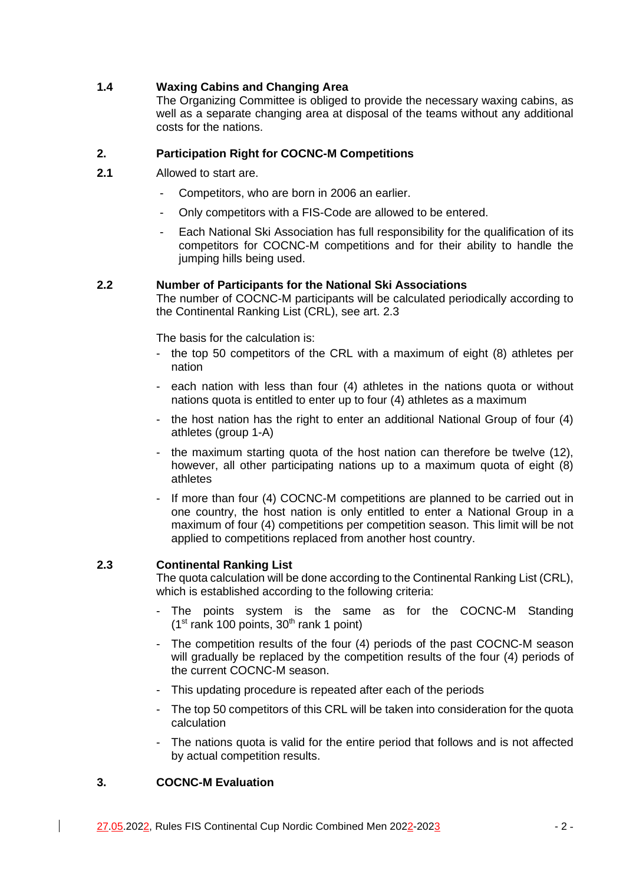### 1.4 Waxing Cabins and Changing Area

The Organizing Committee is obliged to provide the necessary waxing cabins, as well as a separate changing area at disposal of the teams without any additional costs for the nations.

## 2. Participation Right for COCNC-M Competitions

**2.1** Allowed to start are.

- Competitors, who are born in 2006 an earlier.
- Only competitors with a FIS-Code are allowed to be entered.
- Each National Ski Association has full responsibility for the qualification of its competitors for COCNC-M competitions and for their ability to handle the jumping hills being used.

### 2.2 Number of Participants for the National Ski Associations

The number of COCNC-M participants will be calculated periodically according to the Continental Ranking List (CRL), see art. 2.3

The basis for the calculation is:

- the top 50 competitors of the CRL with a maximum of eight (8) athletes per nation
- each nation with less than four (4) athletes in the nations quota or without nations quota is entitled to enter up to four (4) athletes as a maximum
- the host nation has the right to enter an additional National Group of four (4) athletes (group 1-A)
- the maximum starting quota of the host nation can therefore be twelve (12), however, all other participating nations up to a maximum quota of eight (8) athletes
- If more than four (4) COCNC-M competitions are planned to be carried out in one country, the host nation is only entitled to enter a National Group in a maximum of four (4) competitions per competition season. This limit will be not applied to competitions replaced from another host country.

### 2.3 Continental Ranking List

The quota calculation will be done according to the Continental Ranking List (CRL), which is established according to the following criteria:

- The points system is the same as for the COCNC-M Standing (1st rank 100 points, 30th rank 1 point)
- The competition results of the four (4) periods of the past COCNC-M season will gradually be replaced by the competition results of the four (4) periods of the current COCNC-M season.
- This updating procedure is repeated after each of the periods
- The top 50 competitors of this CRL will be taken into consideration for the quota calculation
- The nations quota is valid for the entire period that follows and is not affected by actual competition results.

## 3. COCNC-M Evaluation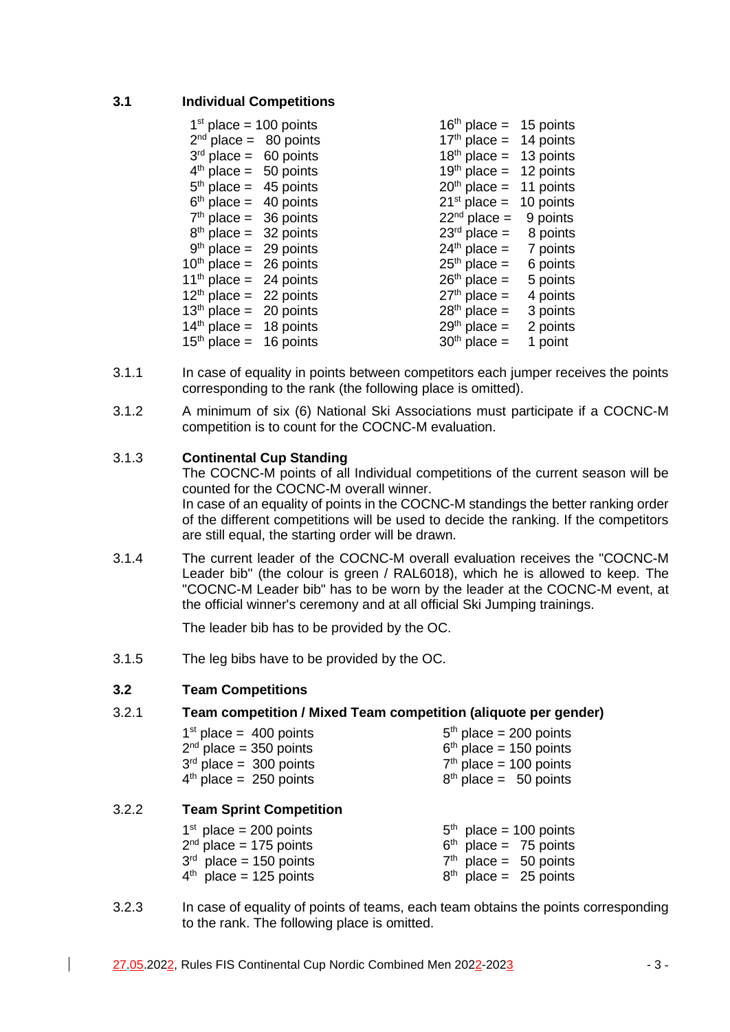### 3.1 Individual Competitions

| Place | Points | Place | Points |
|---|---|---|---|
| 1st place = | 100 points | 16th place = | 15 points |
| 2nd place = | 80 points | 17th place = | 14 points |
| 3rd place = | 60 points | 18th place = | 13 points |
| 4th place = | 50 points | 19th place = | 12 points |
| 5th place = | 45 points | 20th place = | 11 points |
| 6th place = | 40 points | 21st place = | 10 points |
| 7th place = | 36 points | 22nd place = | 9 points |
| 8th place = | 32 points | 23rd place = | 8 points |
| 9th place = | 29 points | 24th place = | 7 points |
| 10th place = | 26 points | 25th place = | 6 points |
| 11th place = | 24 points | 26th place = | 5 points |
| 12th place = | 22 points | 27th place = | 4 points |
| 13th place = | 20 points | 28th place = | 3 points |
| 14th place = | 18 points | 29th place = | 2 points |
| 15th place = | 16 points | 30th place = | 1 point |

3.1.1 In case of equality in points between competitors each jumper receives the points corresponding to the rank (the following place is omitted).

3.1.2 A minimum of six (6) National Ski Associations must participate if a COCNC-M competition is to count for the COCNC-M evaluation.

3.1.3 **Continental Cup Standing**
The COCNC-M points of all Individual competitions of the current season will be counted for the COCNC-M overall winner.
In case of an equality of points in the COCNC-M standings the better ranking order of the different competitions will be used to decide the ranking. If the competitors are still equal, the starting order will be drawn.

3.1.4 The current leader of the COCNC-M overall evaluation receives the "COCNC-M Leader bib" (the colour is green / RAL6018), which he is allowed to keep. The "COCNC-M Leader bib" has to be worn by the leader at the COCNC-M event, at the official winner's ceremony and at all official Ski Jumping trainings.

The leader bib has to be provided by the OC.

3.1.5 The leg bibs have to be provided by the OC.

### 3.2 Team Competitions

#### 3.2.1 Team competition / Mixed Team competition (aliquote per gender)

| Place | Points | Place | Points |
|---|---|---|---|
| 1st place = | 400 points | 5th place = | 200 points |
| 2nd place = | 350 points | 6th place = | 150 points |
| 3rd place = | 300 points | 7th place = | 100 points |
| 4th place = | 250 points | 8th place = | 50 points |

#### 3.2.2 Team Sprint Competition

| Place | Points | Place | Points |
|---|---|---|---|
| 1st place = | 200 points | 5th place = | 100 points |
| 2nd place = | 175 points | 6th place = | 75 points |
| 3rd place = | 150 points | 7th place = | 50 points |
| 4th place = | 125 points | 8th place = | 25 points |

3.2.3 In case of equality of points of teams, each team obtains the points corresponding to the rank. The following place is omitted.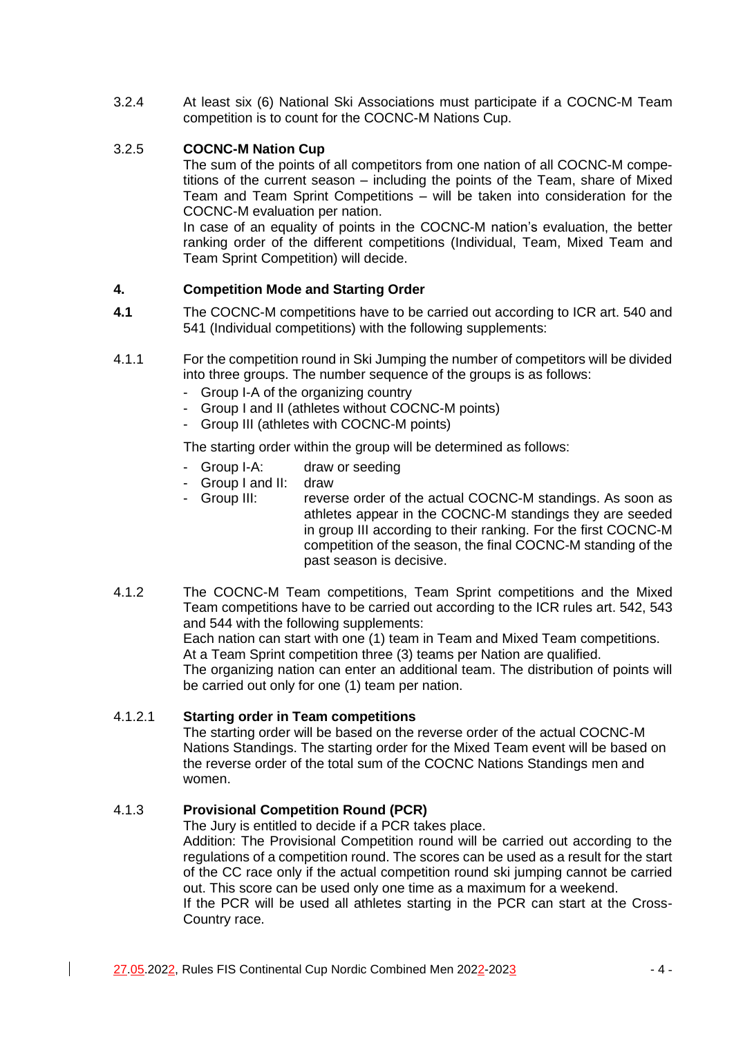3.2.4 At least six (6) National Ski Associations must participate if a COCNC-M Team competition is to count for the COCNC-M Nations Cup.

3.2.5 **COCNC-M Nation Cup**

The sum of the points of all competitors from one nation of all COCNC-M competitions of the current season – including the points of the Team, share of Mixed Team and Team Sprint Competitions – will be taken into consideration for the COCNC-M evaluation per nation.

In case of an equality of points in the COCNC-M nation's evaluation, the better ranking order of the different competitions (Individual, Team, Mixed Team and Team Sprint Competition) will decide.

## 4. Competition Mode and Starting Order

**4.1** The COCNC-M competitions have to be carried out according to ICR art. 540 and 541 (Individual competitions) with the following supplements:

4.1.1 For the competition round in Ski Jumping the number of competitors will be divided into three groups. The number sequence of the groups is as follows:

- Group I-A of the organizing country
- Group I and II (athletes without COCNC-M points)
- Group III (athletes with COCNC-M points)

The starting order within the group will be determined as follows:

- Group I-A: draw or seeding
- Group I and II: draw
- Group III: reverse order of the actual COCNC-M standings. As soon as athletes appear in the COCNC-M standings they are seeded in group III according to their ranking. For the first COCNC-M competition of the season, the final COCNC-M standing of the past season is decisive.

4.1.2 The COCNC-M Team competitions, Team Sprint competitions and the Mixed Team competitions have to be carried out according to the ICR rules art. 542, 543 and 544 with the following supplements:

Each nation can start with one (1) team in Team and Mixed Team competitions.

At a Team Sprint competition three (3) teams per Nation are qualified.

The organizing nation can enter an additional team. The distribution of points will be carried out only for one (1) team per nation.

4.1.2.1 **Starting order in Team competitions**

The starting order will be based on the reverse order of the actual COCNC-M Nations Standings. The starting order for the Mixed Team event will be based on the reverse order of the total sum of the COCNC Nations Standings men and women.

4.1.3 **Provisional Competition Round (PCR)**

The Jury is entitled to decide if a PCR takes place.

Addition: The Provisional Competition round will be carried out according to the regulations of a competition round. The scores can be used as a result for the start of the CC race only if the actual competition round ski jumping cannot be carried out. This score can be used only one time as a maximum for a weekend.

If the PCR will be used all athletes starting in the PCR can start at the Cross-Country race.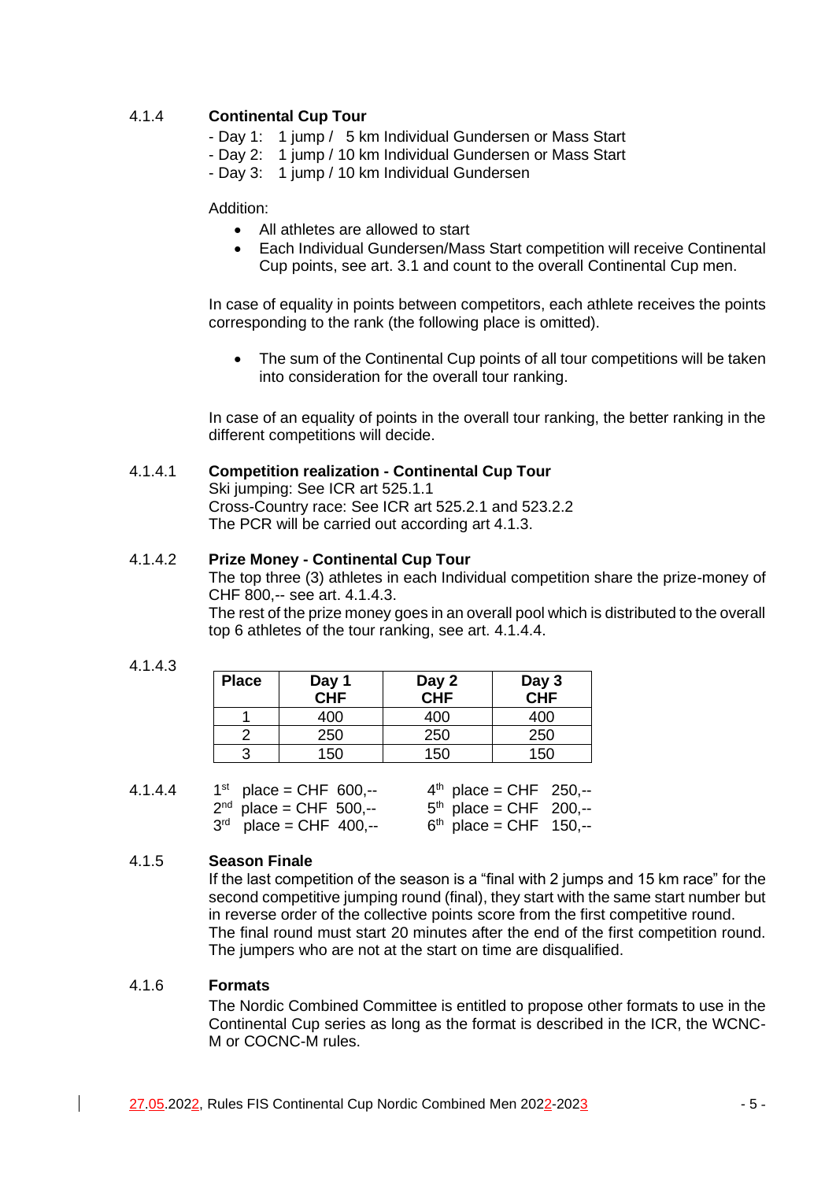### 4.1.4 Continental Cup Tour

- Day 1: 1 jump / 5 km Individual Gundersen or Mass Start
- Day 2: 1 jump / 10 km Individual Gundersen or Mass Start
- Day 3: 1 jump / 10 km Individual Gundersen

Addition:

- All athletes are allowed to start
- Each Individual Gundersen/Mass Start competition will receive Continental Cup points, see art. 3.1 and count to the overall Continental Cup men.

In case of equality in points between competitors, each athlete receives the points corresponding to the rank (the following place is omitted).

- The sum of the Continental Cup points of all tour competitions will be taken into consideration for the overall tour ranking.

In case of an equality of points in the overall tour ranking, the better ranking in the different competitions will decide.

#### 4.1.4.1 Competition realization - Continental Cup Tour

Ski jumping: See ICR art 525.1.1
Cross-Country race: See ICR art 525.2.1 and 523.2.2
The PCR will be carried out according art 4.1.3.

#### 4.1.4.2 Prize Money - Continental Cup Tour

The top three (3) athletes in each Individual competition share the prize-money of CHF 800,-- see art. 4.1.4.3.
The rest of the prize money goes in an overall pool which is distributed to the overall top 6 athletes of the tour ranking, see art. 4.1.4.4.

#### 4.1.4.3

| Place | Day 1 CHF | Day 2 CHF | Day 3 CHF |
|---|---|---|---|
| 1 | 400 | 400 | 400 |
| 2 | 250 | 250 | 250 |
| 3 | 150 | 150 | 150 |

#### 4.1.4.4

1st place = CHF 600,--
2nd place = CHF 500,--
3rd place = CHF 400,--
4th place = CHF 250,--
5th place = CHF 200,--
6th place = CHF 150,--

### 4.1.5 Season Finale

If the last competition of the season is a "final with 2 jumps and 15 km race" for the second competitive jumping round (final), they start with the same start number but in reverse order of the collective points score from the first competitive round.
The final round must start 20 minutes after the end of the first competition round. The jumpers who are not at the start on time are disqualified.

### 4.1.6 Formats

The Nordic Combined Committee is entitled to propose other formats to use in the Continental Cup series as long as the format is described in the ICR, the WCNC-M or COCNC-M rules.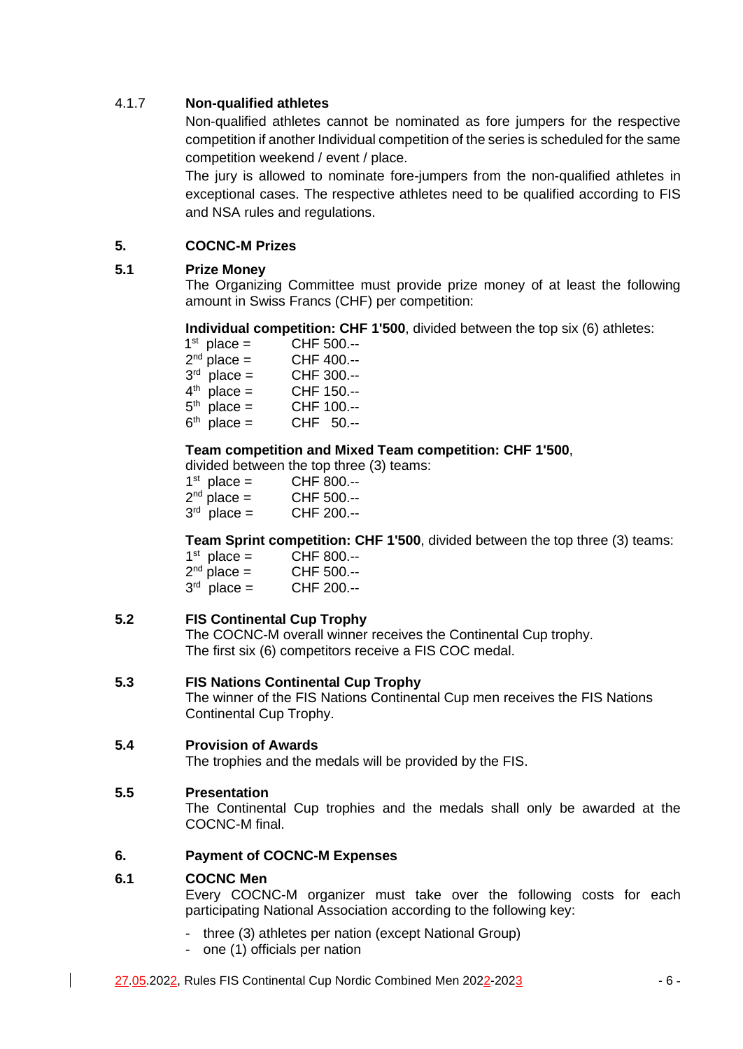#### 4.1.7 Non-qualified athletes

Non-qualified athletes cannot be nominated as fore jumpers for the respective competition if another Individual competition of the series is scheduled for the same competition weekend / event / place.

The jury is allowed to nominate fore-jumpers from the non-qualified athletes in exceptional cases. The respective athletes need to be qualified according to FIS and NSA rules and regulations.

## 5. COCNC-M Prizes

### 5.1 Prize Money

The Organizing Committee must provide prize money of at least the following amount in Swiss Francs (CHF) per competition:

**Individual competition: CHF 1'500**, divided between the top six (6) athletes:

| | |
|---|---|
| 1st place = | CHF 500.-- |
| 2nd place = | CHF 400.-- |
| 3rd place = | CHF 300.-- |
| 4th place = | CHF 150.-- |
| 5th place = | CHF 100.-- |
| 6th place = | CHF 50.-- |

**Team competition and Mixed Team competition: CHF 1'500**, divided between the top three (3) teams:

| | |
|---|---|
| 1st place = | CHF 800.-- |
| 2nd place = | CHF 500.-- |
| 3rd place = | CHF 200.-- |

**Team Sprint competition: CHF 1'500**, divided between the top three (3) teams:

| | |
|---|---|
| 1st place = | CHF 800.-- |
| 2nd place = | CHF 500.-- |
| 3rd place = | CHF 200.-- |

### 5.2 FIS Continental Cup Trophy

The COCNC-M overall winner receives the Continental Cup trophy.
The first six (6) competitors receive a FIS COC medal.

### 5.3 FIS Nations Continental Cup Trophy

The winner of the FIS Nations Continental Cup men receives the FIS Nations Continental Cup Trophy.

### 5.4 Provision of Awards

The trophies and the medals will be provided by the FIS.

### 5.5 Presentation

The Continental Cup trophies and the medals shall only be awarded at the COCNC-M final.

## 6. Payment of COCNC-M Expenses

### 6.1 COCNC Men

Every COCNC-M organizer must take over the following costs for each participating National Association according to the following key:

- three (3) athletes per nation (except National Group)
- one (1) officials per nation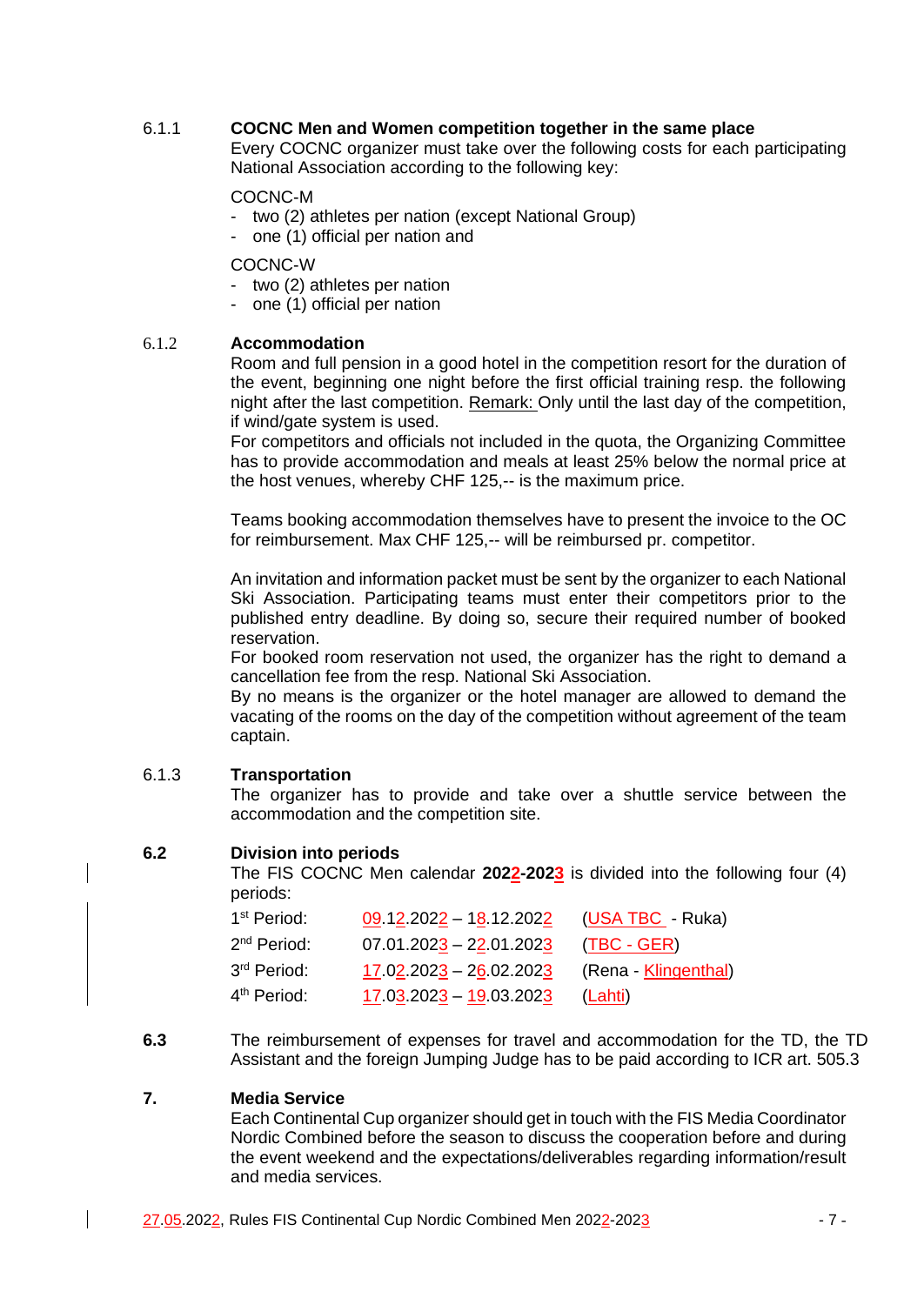### 6.1.1 COCNC Men and Women competition together in the same place

Every COCNC organizer must take over the following costs for each participating National Association according to the following key:

COCNC-M

- two (2) athletes per nation (except National Group)
- one (1) official per nation and

COCNC-W

- two (2) athletes per nation
- one (1) official per nation

### 6.1.2 Accommodation

Room and full pension in a good hotel in the competition resort for the duration of the event, beginning one night before the first official training resp. the following night after the last competition. Remark: Only until the last day of the competition, if wind/gate system is used.

For competitors and officials not included in the quota, the Organizing Committee has to provide accommodation and meals at least 25% below the normal price at the host venues, whereby CHF 125,-- is the maximum price.

Teams booking accommodation themselves have to present the invoice to the OC for reimbursement. Max CHF 125,-- will be reimbursed pr. competitor.

An invitation and information packet must be sent by the organizer to each National Ski Association. Participating teams must enter their competitors prior to the published entry deadline. By doing so, secure their required number of booked reservation.

For booked room reservation not used, the organizer has the right to demand a cancellation fee from the resp. National Ski Association.

By no means is the organizer or the hotel manager are allowed to demand the vacating of the rooms on the day of the competition without agreement of the team captain.

### 6.1.3 Transportation

The organizer has to provide and take over a shuttle service between the accommodation and the competition site.

## 6.2 Division into periods

The FIS COCNC Men calendar **2022-2023** is divided into the following four (4) periods:

| | | |
|---|---|---|
| 1st Period: | 09.12.2022 – 18.12.2022 | (USA TBC - Ruka) |
| 2nd Period: | 07.01.2023 – 22.01.2023 | (TBC - GER) |
| 3rd Period: | 17.02.2023 – 26.02.2023 | (Rena - Klingenthal) |
| 4th Period: | 17.03.2023 – 19.03.2023 | (Lahti) |

## 6.3

The reimbursement of expenses for travel and accommodation for the TD, the TD Assistant and the foreign Jumping Judge has to be paid according to ICR art. 505.3

## 7. Media Service

Each Continental Cup organizer should get in touch with the FIS Media Coordinator Nordic Combined before the season to discuss the cooperation before and during the event weekend and the expectations/deliverables regarding information/result and media services.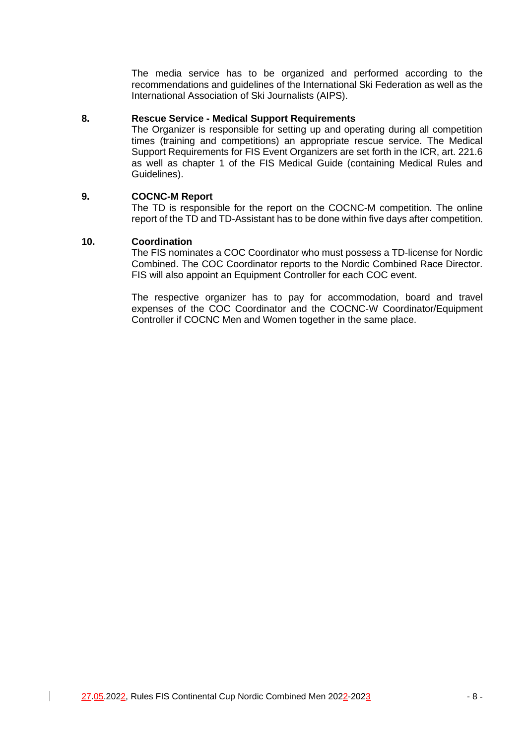The media service has to be organized and performed according to the recommendations and guidelines of the International Ski Federation as well as the International Association of Ski Journalists (AIPS).

## 8. Rescue Service - Medical Support Requirements

The Organizer is responsible for setting up and operating during all competition times (training and competitions) an appropriate rescue service. The Medical Support Requirements for FIS Event Organizers are set forth in the ICR, art. 221.6 as well as chapter 1 of the FIS Medical Guide (containing Medical Rules and Guidelines).

## 9. COCNC-M Report

The TD is responsible for the report on the COCNC-M competition. The online report of the TD and TD-Assistant has to be done within five days after competition.

## 10. Coordination

The FIS nominates a COC Coordinator who must possess a TD-license for Nordic Combined. The COC Coordinator reports to the Nordic Combined Race Director. FIS will also appoint an Equipment Controller for each COC event.

The respective organizer has to pay for accommodation, board and travel expenses of the COC Coordinator and the COCNC-W Coordinator/Equipment Controller if COCNC Men and Women together in the same place.